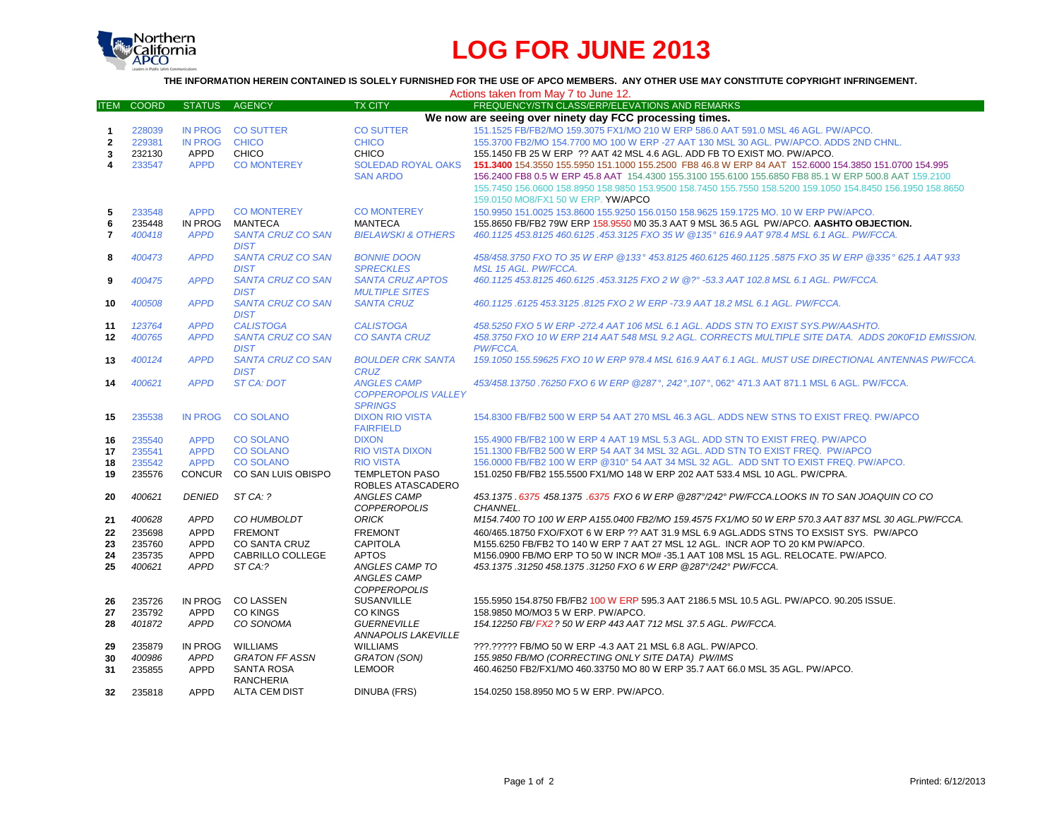Northern California APCO

# LOG FOR JUNE 2013

**THE INFORMATION HEREIN CONTAINED IS SOLELY FURNISHED FOR THE USE OF APCO MEMBERS. ANY OTHER USE MAY CONSTITUTE COPYRIGHT INFRINGEMENT.**

Actions taken from May 7 to June 12.

| ITEM | COORD | STATUS | AGENCY | TX CITY | FREQUENCY/STN CLASS/ERP/ELEVATIONS AND REMARKS |
|---|---|---|---|---|---|
| | | | | | **We now are seeing over ninety day FCC processing times.** |
| 1 | 228039 | IN PROG | CO SUTTER | CO SUTTER | 151.1525 FB/FB2/MO 159.3075 FX1/MO 210 W ERP 586.0 AAT 591.0 MSL 46 AGL. PW/APCO. |
| 2 | 229381 | IN PROG | CHICO | CHICO | 155.3700 FB2/MO 154.7700 MO 100 W ERP -27 AAT 130 MSL 30 AGL. PW/APCO. ADDS 2ND CHNL. |
| 3 | 232130 | APPD | CHICO | CHICO | 155.1450 FB 25 W ERP ?? AAT 42 MSL 4.6 AGL. ADD FB TO EXIST MO. PW/APCO. |
| 4 | 233547 | APPD | CO MONTEREY | SOLEDAD ROYAL OAKS SAN ARDO | **151.3400** 154.3550 155.5950 151.1000 155.2500 FB8 46.8 W ERP 84 AAT 152.6000 154.3850 151.0700 154.995 156.2400 FB8 0.5 W ERP 45.8 AAT 154.4300 155.3100 155.6100 155.6850 FB8 85.1 W ERP 500.8 AAT 159.2100 155.7450 156.0600 158.8950 158.9850 153.9500 158.7450 155.7550 158.5200 159.1050 154.8450 156.1950 158.8650 159.0150 MO8/FX1 50 W ERP. YW/APCO |
| 5 | 233548 | APPD | CO MONTEREY | CO MONTEREY | 150.9950 151.0025 153.8600 155.9250 156.0150 158.9625 159.1725 MO. 10 W ERP PW/APCO. |
| 6 | 235448 | IN PROG | MANTECA | MANTECA | 155.8650 FB/FB2 79W ERP 158.9550 M0 35.3 AAT 9 MSL 36.5 AGL PW/APCO. **AASHTO OBJECTION.** |
| 7 | *400418* | *APPD* | *SANTA CRUZ CO SAN DIST* | *BIELAWSKI & OTHERS* | *460.1125 453.8125 460.6125 .453.3125 FXO 35 W @135° 616.9 AAT 978.4 MSL 6.1 AGL. PW/FCCA.* |
| 8 | *400473* | *APPD* | *SANTA CRUZ CO SAN DIST* | *BONNIE DOON SPRECKLES* | *458/458.3750 FXO TO 35 W ERP @133° 453.8125 460.6125 460.1125 .5875 FXO 35 W ERP @335° 625.1 AAT 933 MSL 15 AGL. PW/FCCA.* |
| 9 | *400475* | *APPD* | *SANTA CRUZ CO SAN DIST* | *SANTA CRUZ APTOS MULTIPLE SITES* | *460.1125 453.8125 460.6125 .453.3125 FXO 2 W @?° -53.3 AAT 102.8 MSL 6.1 AGL. PW/FCCA.* |
| 10 | *400508* | *APPD* | *SANTA CRUZ CO SAN DIST* | *SANTA CRUZ* | *460.1125 .6125 453.3125 .8125 FXO 2 W ERP -73.9 AAT 18.2 MSL 6.1 AGL. PW/FCCA.* |
| 11 | *123764* | *APPD* | *CALISTOGA* | *CALISTOGA* | *458.5250 FXO 5 W ERP -272.4 AAT 106 MSL 6.1 AGL. ADDS STN TO EXIST SYS.PW/AASHTO.* |
| 12 | *400765* | *APPD* | *SANTA CRUZ CO SAN DIST* | *CO SANTA CRUZ* | *458.3750 FXO 10 W ERP 214 AAT 548 MSL 9.2 AGL. CORRECTS MULTIPLE SITE DATA. ADDS 20K0F1D EMISSION. PW/FCCA.* |
| 13 | *400124* | *APPD* | *SANTA CRUZ CO SAN DIST* | *BOULDER CRK SANTA CRUZ* | *159.1050 155.59625 FXO 10 W ERP 978.4 MSL 616.9 AAT 6.1 AGL. MUST USE DIRECTIONAL ANTENNAS PW/FCCA.* |
| 14 | *400621* | *APPD* | *ST CA: DOT* | *ANGLES CAMP COPPEROPOLIS VALLEY SPRINGS* | *453/458.13750 .76250 FXO 6 W ERP @287°, 242°,107°, 062° 471.3 AAT 871.1 MSL 6 AGL. PW/FCCA.* |
| 15 | 235538 | IN PROG | CO SOLANO | DIXON RIO VISTA FAIRFIELD | 154.8300 FB/FB2 500 W ERP 54 AAT 270 MSL 46.3 AGL. ADDS NEW STNS TO EXIST FREQ. PW/APCO |
| 16 | 235540 | APPD | CO SOLANO | DIXON | 155.4900 FB/FB2 100 W ERP 4 AAT 19 MSL 5.3 AGL. ADD STN TO EXIST FREQ. PW/APCO |
| 17 | 235541 | APPD | CO SOLANO | RIO VISTA DIXON | 151.1300 FB/FB2 500 W ERP 54 AAT 34 MSL 32 AGL. ADD STN TO EXIST FREQ. PW/APCO |
| 18 | 235542 | APPD | CO SOLANO | RIO VISTA | 156.0000 FB/FB2 100 W ERP @310° 54 AAT 34 MSL 32 AGL. ADD SNT TO EXIST FREQ. PW/APCO. |
| 19 | 235576 | CONCUR | CO SAN LUIS OBISPO | TEMPLETON PASO ROBLES ATASCADERO | 151.0250 FB/FB2 155.5500 FX1/MO 148 W ERP 202 AAT 533.4 MSL 10 AGL. PW/CPRA. |
| 20 | *400621* | *DENIED* | *ST CA: ?* | *ANGLES CAMP COPPEROPOLIS* | *453.1375 .6375 458.1375 .6375 FXO 6 W ERP @287°/242° PW/FCCA.LOOKS IN TO SAN JOAQUIN CO CO CHANNEL.* |
| 21 | *400628* | *APPD* | *CO HUMBOLDT* | *ORICK* | *M154.7400 TO 100 W ERP A155.0400 FB2/MO 159.4575 FX1/MO 50 W ERP 570.3 AAT 837 MSL 30 AGL.PW/FCCA.* |
| 22 | 235698 | APPD | FREMONT | FREMONT | 460/465.18750 FXO/FXOT 6 W ERP ?? AAT 31.9 MSL 6.9 AGL.ADDS STNS TO EXSIST SYS. PW/APCO |
| 23 | 235760 | APPD | CO SANTA CRUZ | CAPITOLA | M155.6250 FB/FB2 TO 140 W ERP 7 AAT 27 MSL 12 AGL. INCR AOP TO 20 KM PW/APCO. |
| 24 | 235735 | APPD | CABRILLO COLLEGE | APTOS | M156.0900 FB/MO ERP TO 50 W INCR MO# -35.1 AAT 108 MSL 15 AGL. RELOCATE. PW/APCO. |
| 25 | *400621* | *APPD* | *ST CA:?* | *ANGLES CAMP TO ANGLES CAMP COPPEROPOLIS* | *453.1375 .31250 458.1375 .31250 FXO 6 W ERP @287°/242° PW/FCCA.* |
| 26 | 235726 | IN PROG | CO LASSEN | SUSANVILLE | 155.5950 154.8750 FB/FB2 100 W ERP 595.3 AAT 2186.5 MSL 10.5 AGL. PW/APCO. 90.205 ISSUE. |
| 27 | 235792 | APPD | CO KINGS | CO KINGS | 158.9850 MO/MO3 5 W ERP. PW/APCO. |
| 28 | *401872* | *APPD* | *CO SONOMA* | *GUERNEVILLE ANNAPOLIS LAKEVILLE* | *154.12250 FB/FX2? 50 W ERP 443 AAT 712 MSL 37.5 AGL. PW/FCCA.* |
| 29 | 235879 | IN PROG | WILLIAMS | WILLIAMS | ???.????? FB/MO 50 W ERP -4.3 AAT 21 MSL 6.8 AGL. PW/APCO. |
| 30 | *400986* | *APPD* | *GRATON FF ASSN* | *GRATON (SON)* | *155.9850 FB/MO (CORRECTING ONLY SITE DATA) PW/IMS* |
| 31 | 235855 | APPD | SANTA ROSA RANCHERIA | LEMOOR | 460.46250 FB2/FX1/MO 460.33750 MO 80 W ERP 35.7 AAT 66.0 MSL 35 AGL. PW/APCO. |
| 32 | 235818 | APPD | ALTA CEM DIST | DINUBA (FRS) | 154.0250 158.8950 MO 5 W ERP. PW/APCO. |

Printed: 6/12/2013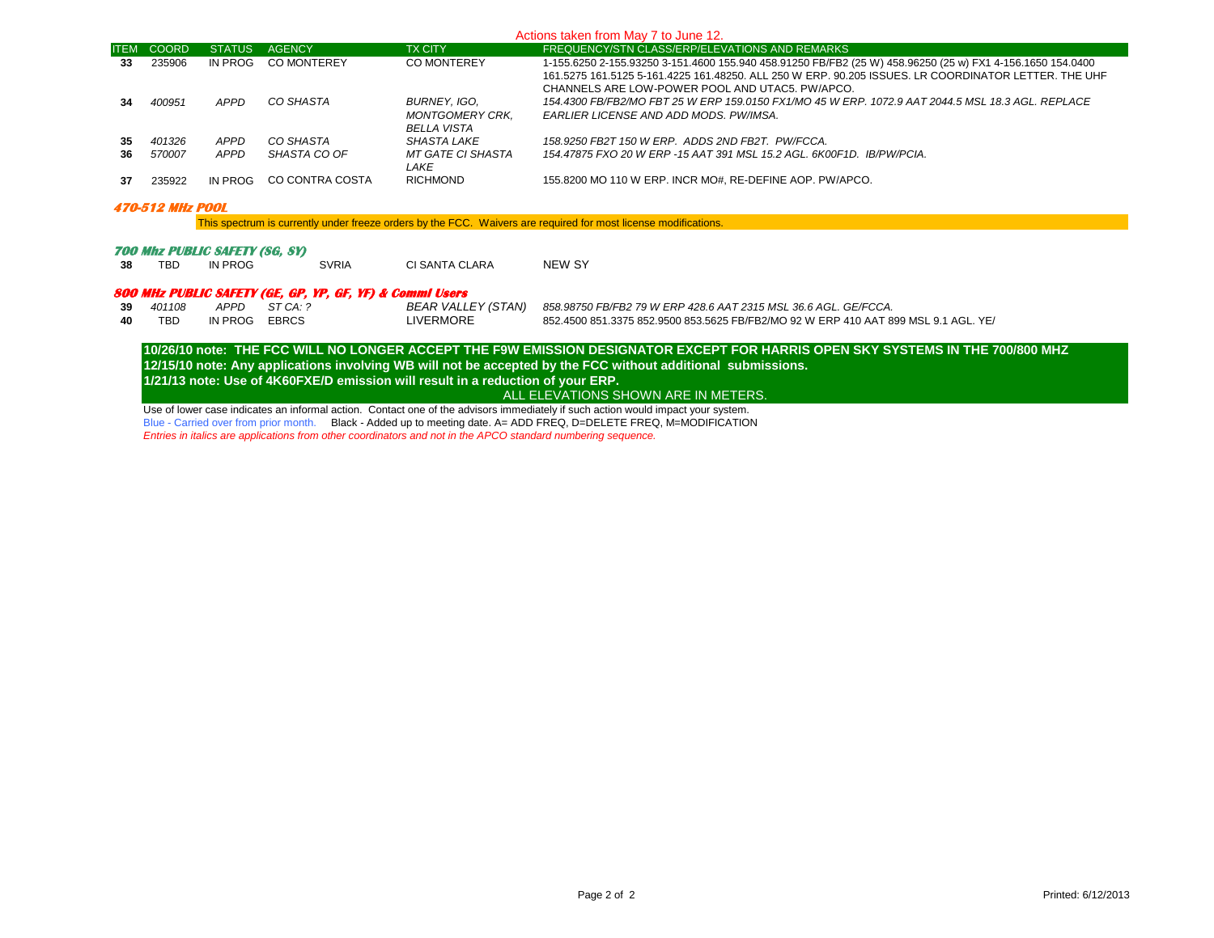Actions taken from May 7 to June 12.

| ITEM | COORD | STATUS | AGENCY | TX CITY | FREQUENCY/STN CLASS/ERP/ELEVATIONS AND REMARKS |
|---|---|---|---|---|---|
| 33 | 235906 | IN PROG | CO MONTEREY | CO MONTEREY | 1-155.6250 2-155.93250 3-151.4600 155.940 458.91250 FB/FB2 (25 W) 458.96250 (25 w) FX1 4-156.1650 154.0400 161.5275 161.5125 5-161.4225 161.48250. ALL 250 W ERP. 90.205 ISSUES. LR COORDINATOR LETTER. THE UHF CHANNELS ARE LOW-POWER POOL AND UTAC5. PW/APCO. |
| *34* | *400951* | *APPD* | *CO SHASTA* | *BURNEY, IGO, MONTGOMERY CRK, BELLA VISTA* | *154.4300 FB/FB2/MO FBT 25 W ERP 159.0150 FX1/MO 45 W ERP. 1072.9 AAT 2044.5 MSL 18.3 AGL. REPLACE EARLIER LICENSE AND ADD MODS. PW/IMSA.* |
| *35* | *401326* | *APPD* | *CO SHASTA* | *SHASTA LAKE* | *158.9250 FB2T 150 W ERP. ADDS 2ND FB2T. PW/FCCA.* |
| *36* | *570007* | *APPD* | *SHASTA CO OF* | *MT GATE CI SHASTA LAKE* | *154.47875 FXO 20 W ERP -15 AAT 391 MSL 15.2 AGL. 6K00F1D. IB/PW/PCIA.* |
| 37 | 235922 | IN PROG | CO CONTRA COSTA | RICHMOND | 155.8200 MO 110 W ERP. INCR MO#, RE-DEFINE AOP. PW/APCO. |

### *470-512 MHz POOL*

This spectrum is currently under freeze orders by the FCC. Waivers are required for most license modifications.

### *700 Mhz PUBLIC SAFETY (SG, SY)*

| ITEM | COORD | STATUS | AGENCY | TX CITY | FREQUENCY/STN CLASS/ERP/ELEVATIONS AND REMARKS |
|---|---|---|---|---|---|
| 38 | TBD | IN PROG | SVRIA | CI SANTA CLARA | NEW SY |

### *800 MHz PUBLIC SAFETY (GE, GP, YP, GF, YF) & Comml Users*

| ITEM | COORD | STATUS | AGENCY | TX CITY | FREQUENCY/STN CLASS/ERP/ELEVATIONS AND REMARKS |
|---|---|---|---|---|---|
| *39* | *401108* | *APPD* | *ST CA: ?* | *BEAR VALLEY (STAN)* | *858.98750 FB/FB2 79 W ERP 428.6 AAT 2315 MSL 36.6 AGL. GE/FCCA.* |
| 40 | TBD | IN PROG | EBRCS | LIVERMORE | 852.4500 851.3375 852.9500 853.5625 FB/FB2/MO 92 W ERP 410 AAT 899 MSL 9.1 AGL. YE/ |

**10/26/10 note: THE FCC WILL NO LONGER ACCEPT THE F9W EMISSION DESIGNATOR EXCEPT FOR HARRIS OPEN SKY SYSTEMS IN THE 700/800 MHZ**
**12/15/10 note: Any applications involving WB will not be accepted by the FCC without additional submissions.**
**1/21/13 note: Use of 4K60FXE/D emission will result in a reduction of your ERP.**

ALL ELEVATIONS SHOWN ARE IN METERS.

Use of lower case indicates an informal action. Contact one of the advisors immediately if such action would impact your system.
Blue - Carried over from prior month. Black - Added up to meeting date. A= ADD FREQ, D=DELETE FREQ, M=MODIFICATION
*Entries in italics are applications from other coordinators and not in the APCO standard numbering sequence.*

Printed: 6/12/2013